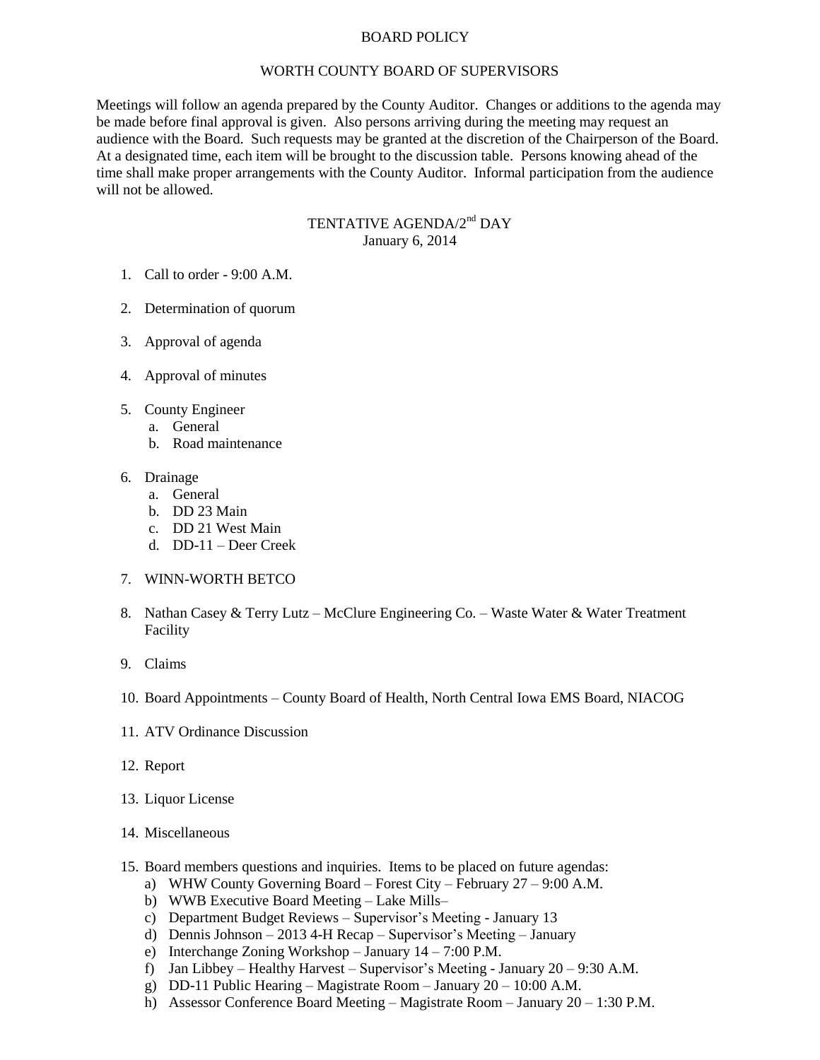# BOARD POLICY

## WORTH COUNTY BOARD OF SUPERVISORS

Meetings will follow an agenda prepared by the County Auditor. Changes or additions to the agenda may be made before final approval is given. Also persons arriving during the meeting may request an audience with the Board. Such requests may be granted at the discretion of the Chairperson of the Board. At a designated time, each item will be brought to the discussion table. Persons knowing ahead of the time shall make proper arrangements with the County Auditor. Informal participation from the audience will not be allowed.

## TENTATIVE AGENDA/2nd DAY
January 6, 2014

1. Call to order - 9:00 A.M.

2. Determination of quorum

3. Approval of agenda

4. Approval of minutes

5. County Engineer
   a. General
   b. Road maintenance

6. Drainage
   a. General
   b. DD 23 Main
   c. DD 21 West Main
   d. DD-11 – Deer Creek

7. WINN-WORTH BETCO

8. Nathan Casey & Terry Lutz – McClure Engineering Co. – Waste Water & Water Treatment Facility

9. Claims

10. Board Appointments – County Board of Health, North Central Iowa EMS Board, NIACOG

11. ATV Ordinance Discussion

12. Report

13. Liquor License

14. Miscellaneous

15. Board members questions and inquiries. Items to be placed on future agendas:
    a) WHW County Governing Board – Forest City – February 27 – 9:00 A.M.
    b) WWB Executive Board Meeting – Lake Mills–
    c) Department Budget Reviews – Supervisor's Meeting - January 13
    d) Dennis Johnson – 2013 4-H Recap – Supervisor's Meeting – January
    e) Interchange Zoning Workshop – January 14 – 7:00 P.M.
    f) Jan Libbey – Healthy Harvest – Supervisor's Meeting - January 20 – 9:30 A.M.
    g) DD-11 Public Hearing – Magistrate Room – January 20 – 10:00 A.M.
    h) Assessor Conference Board Meeting – Magistrate Room – January 20 – 1:30 P.M.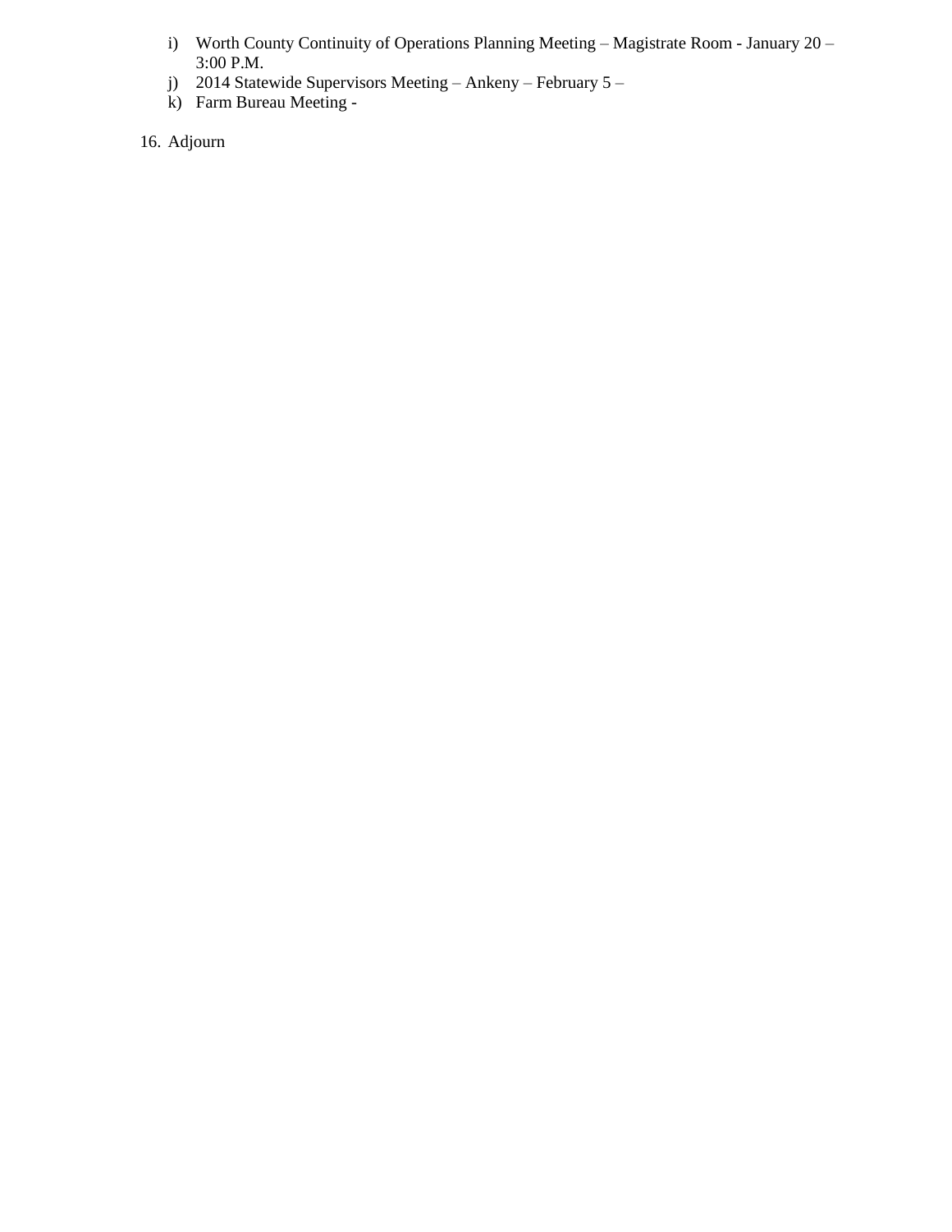i) Worth County Continuity of Operations Planning Meeting – Magistrate Room - January 20 – 3:00 P.M.
j) 2014 Statewide Supervisors Meeting – Ankeny – February 5 –
k) Farm Bureau Meeting -

16. Adjourn